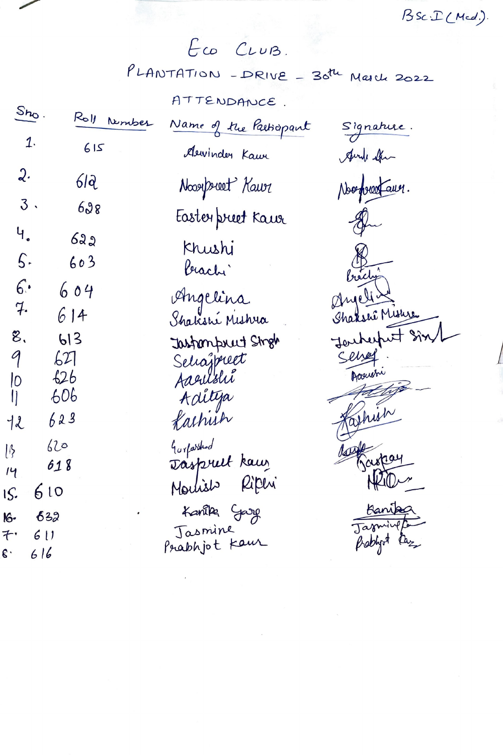BSc.I (Med.)

# Eco Club.

## Plantation - Drive - 30th March 2022

### Attendance.

| Sno. | Roll Number | Name of the Participant | Signature. |
|---|---|---|---|
| 1. | 615 | Arvinder Kaur | Arvi Ahm |
| 2. | 612 | Noorpreet Kaur | Noorpreet Kaur. |
| 3. | 628 | Easterpreet Kaur | Em |
| 4. | 622 | Khushi | KB |
| 5. | 603 | Prachi | Prachi |
| 6. | 604 | Angelina | Angelina |
| 7. | 614 | Shakshi Mishra | Shakshi Mishra |
| 8. | 613 | Jashanpreet Singh | Jashanpreet Singh |
| 9 | 627 | Sehajpreet | Sehaj. |
| 10 | 626 | Aarushi | Aarushi |
| 11 | 606 | Aditya | Aditya |
| 12 | 623 | Kashish | Kashish |
| 13 | 620 | Gurparshad | Gurp |
| 14 | 618 | Jaspreet kaur | Jaspay |
| 15. | 610 | Monish Ripri | NRi |
| 16. | 632 | Kanika Garg | Kanika |
| 17. | 611 | Jasmine | Jasmine Ka |
| 18. | 616 | Prabhjot Kaur | Prabhjot Kaur |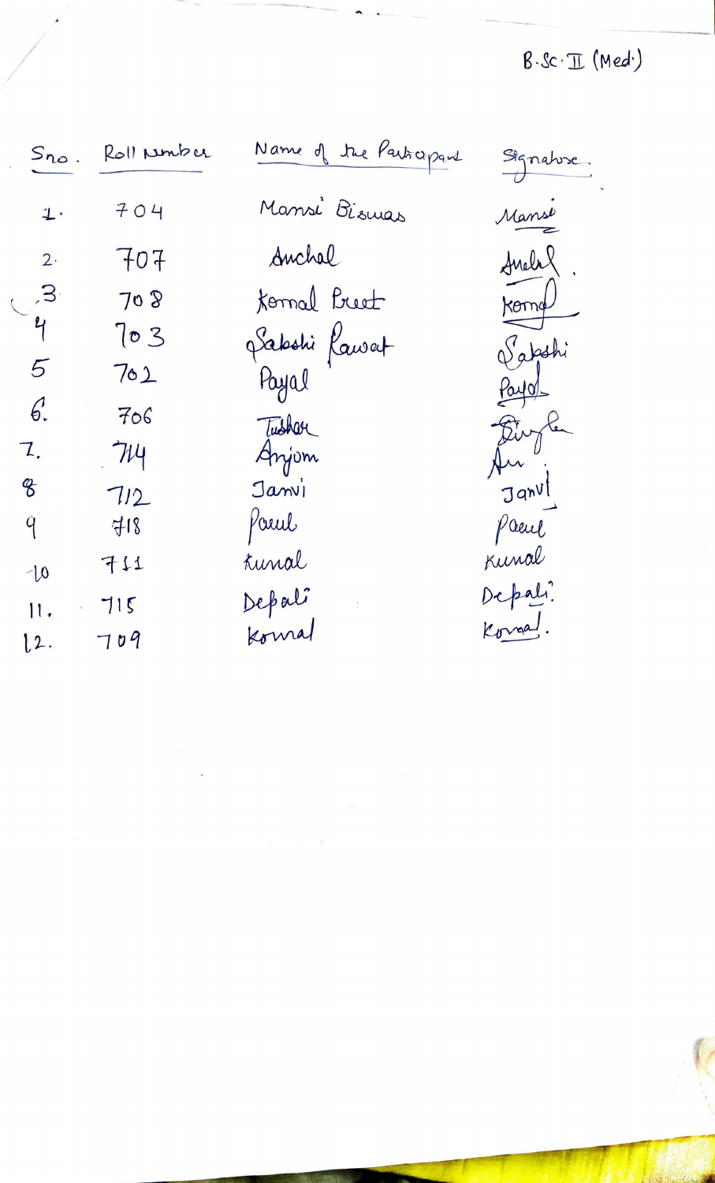B.Sc. II (Med.)

| Sno. | Roll number | Name of the Participant | Signature. |
|---|---|---|---|
| 1. | 704 | Mansi Biswas | Mansi |
| 2. | 707 | Anchal | Anchal |
| 3. | 708 | Komal Preet | Komal |
| 4 | 703 | Sakshi Rawat | Sakshi |
| 5 | 702 | Payal | Payal |
| 6. | 706 | Tushar | Tushar |
| 7. | 714 | Anjom | An |
| 8 | 712 | Janvi | Janvi |
| 9 | 718 | Parul | Parul |
| 10 | 711 | Kunal | Kunal |
| 11. | 715 | Depali | Depali |
| 12. | 709 | Komal | Komal. |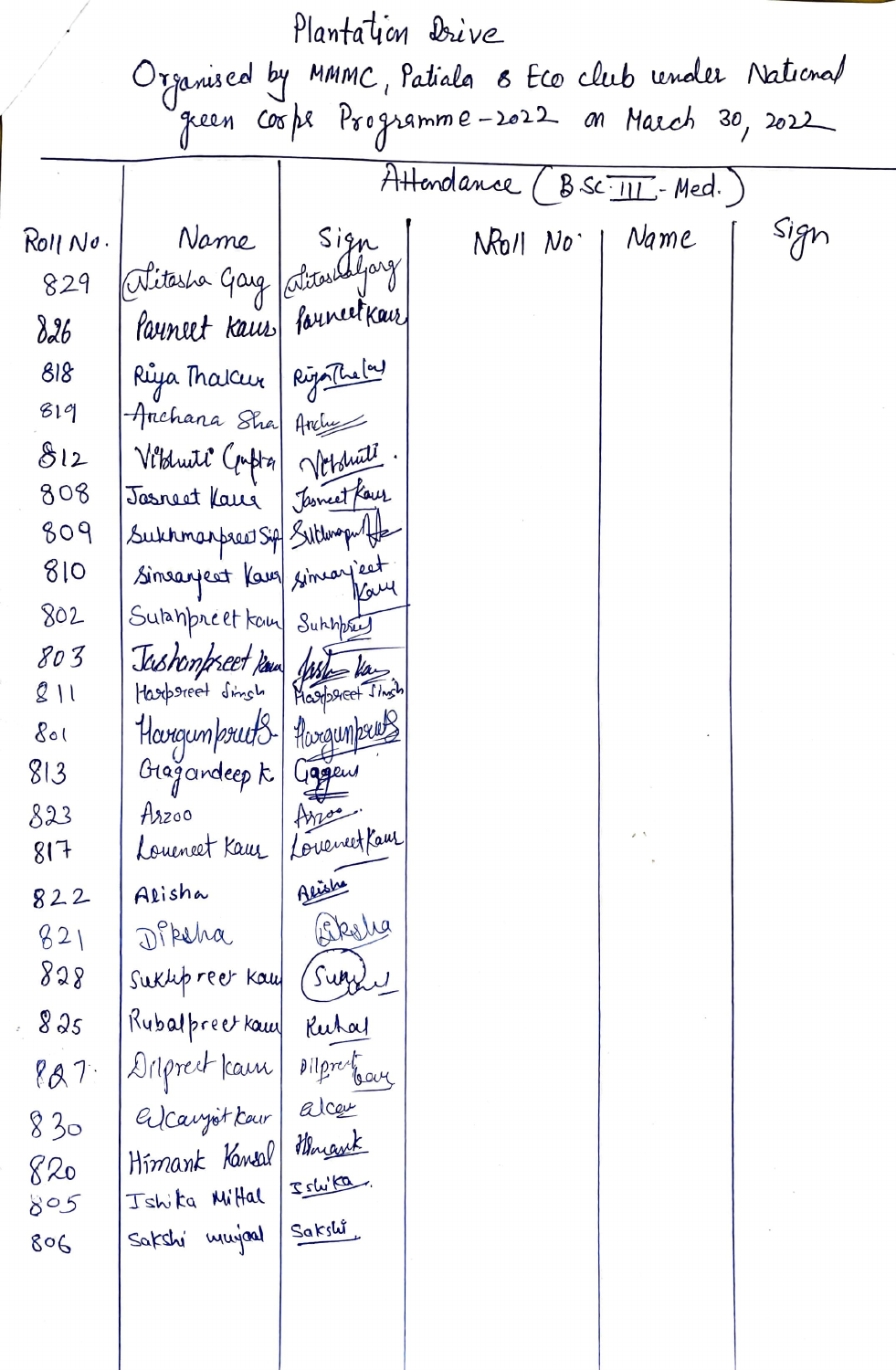# Plantation Drive

## Organised by MMMC, Patiala & Eco club under National green corps Programme-2022 on March 30, 2022

### Attendance (B.Sc III - Med.)

| Roll No. | Name | Sign | Roll No. | Name | Sign |
|---|---|---|---|---|---|
| 829 | Nitasha Garg | Nitasha Garg | | | |
| 826 | Parneet Kaur | Parneet Kaur | | | |
| 818 | Riya Thakur | Riya Thakur | | | |
| 819 | Archana Sha | Archana | | | |
| 812 | Vibhuti Gupta | Vibhuti | | | |
| 808 | Jasneet Kaur | Jasneet Kaur | | | |
| 809 | Sukhmanpreet Singh | Sukhmanpreet | | | |
| 810 | Simranjeet Kaur | Simranjeet Kaur | | | |
| 802 | Sukhpreet kaur | Sukhpreet | | | |
| 803 | Jashanpreet Kaur | Jash Kaur | | | |
| 811 | Harpreet Singh | Harpreet Singh | | | |
| 801 | Hargunpreet | Hargunpreet | | | |
| 813 | Gagandeep K | Gagan | | | |
| 823 | Arzoo | Arzoo. | | | |
| 817 | Loveneet Kaur | Loveneet Kaur | | | |
| 822 | Alisha | Alisha | | | |
| 821 | Diksha | Diksha | | | |
| 828 | Sukhpreet Kaur | Sukh | | | |
| 825 | Rubalpreet Kaur | Rubal | | | |
| 827 | Dilpreet kaur | Dilpreet Kaur | | | |
| 830 | Alcanjot Kaur | alcan | | | |
| 820 | Himank Kansal | Himank | | | |
| 805 | Ishika Mittal | Ishika. | | | |
| 806 | Sakshi munjaal | Sakshi | | | |